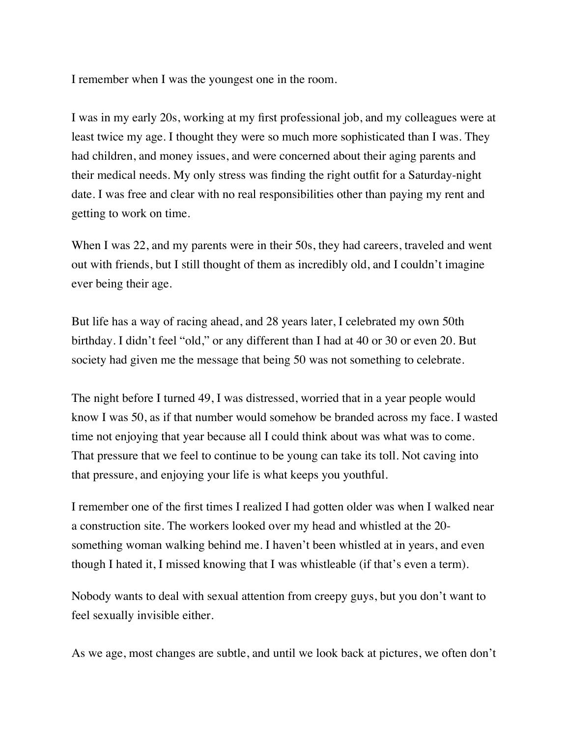I remember when I was the youngest one in the room.

I was in my early 20s, working at my first professional job, and my colleagues were at least twice my age. I thought they were so much more sophisticated than I was. They had children, and money issues, and were concerned about their aging parents and their medical needs. My only stress was finding the right outfit for a Saturday-night date. I was free and clear with no real responsibilities other than paying my rent and getting to work on time.

When I was 22, and my parents were in their 50s, they had careers, traveled and went out with friends, but I still thought of them as incredibly old, and I couldn't imagine ever being their age.

But life has a way of racing ahead, and 28 years later, I celebrated my own 50th birthday. I didn't feel "old," or any different than I had at 40 or 30 or even 20. But society had given me the message that being 50 was not something to celebrate.

The night before I turned 49, I was distressed, worried that in a year people would know I was 50, as if that number would somehow be branded across my face. I wasted time not enjoying that year because all I could think about was what was to come. That pressure that we feel to continue to be young can take its toll. Not caving into that pressure, and enjoying your life is what keeps you youthful.

I remember one of the first times I realized I had gotten older was when I walked near a construction site. The workers looked over my head and whistled at the 20-something woman walking behind me. I haven't been whistled at in years, and even though I hated it, I missed knowing that I was whistleable (if that's even a term).

Nobody wants to deal with sexual attention from creepy guys, but you don't want to feel sexually invisible either.

As we age, most changes are subtle, and until we look back at pictures, we often don't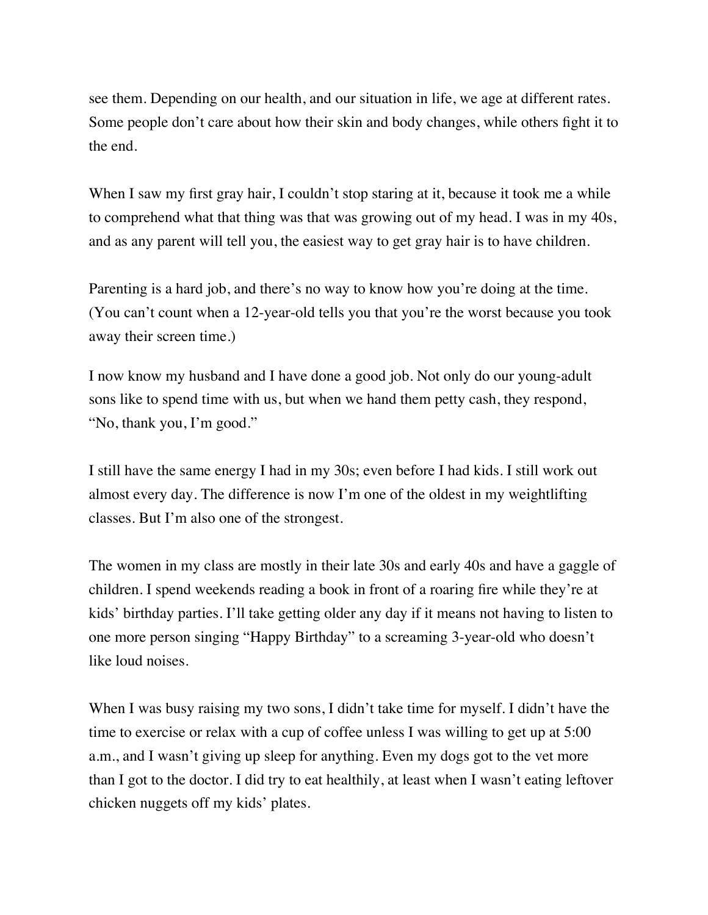see them. Depending on our health, and our situation in life, we age at different rates. Some people don't care about how their skin and body changes, while others fight it to the end.

When I saw my first gray hair, I couldn't stop staring at it, because it took me a while to comprehend what that thing was that was growing out of my head. I was in my 40s, and as any parent will tell you, the easiest way to get gray hair is to have children.

Parenting is a hard job, and there's no way to know how you're doing at the time. (You can't count when a 12-year-old tells you that you're the worst because you took away their screen time.)

I now know my husband and I have done a good job. Not only do our young-adult sons like to spend time with us, but when we hand them petty cash, they respond, "No, thank you, I'm good."

I still have the same energy I had in my 30s; even before I had kids. I still work out almost every day. The difference is now I'm one of the oldest in my weightlifting classes. But I'm also one of the strongest.

The women in my class are mostly in their late 30s and early 40s and have a gaggle of children. I spend weekends reading a book in front of a roaring fire while they're at kids' birthday parties. I'll take getting older any day if it means not having to listen to one more person singing "Happy Birthday" to a screaming 3-year-old who doesn't like loud noises.

When I was busy raising my two sons, I didn't take time for myself. I didn't have the time to exercise or relax with a cup of coffee unless I was willing to get up at 5:00 a.m., and I wasn't giving up sleep for anything. Even my dogs got to the vet more than I got to the doctor. I did try to eat healthily, at least when I wasn't eating leftover chicken nuggets off my kids' plates.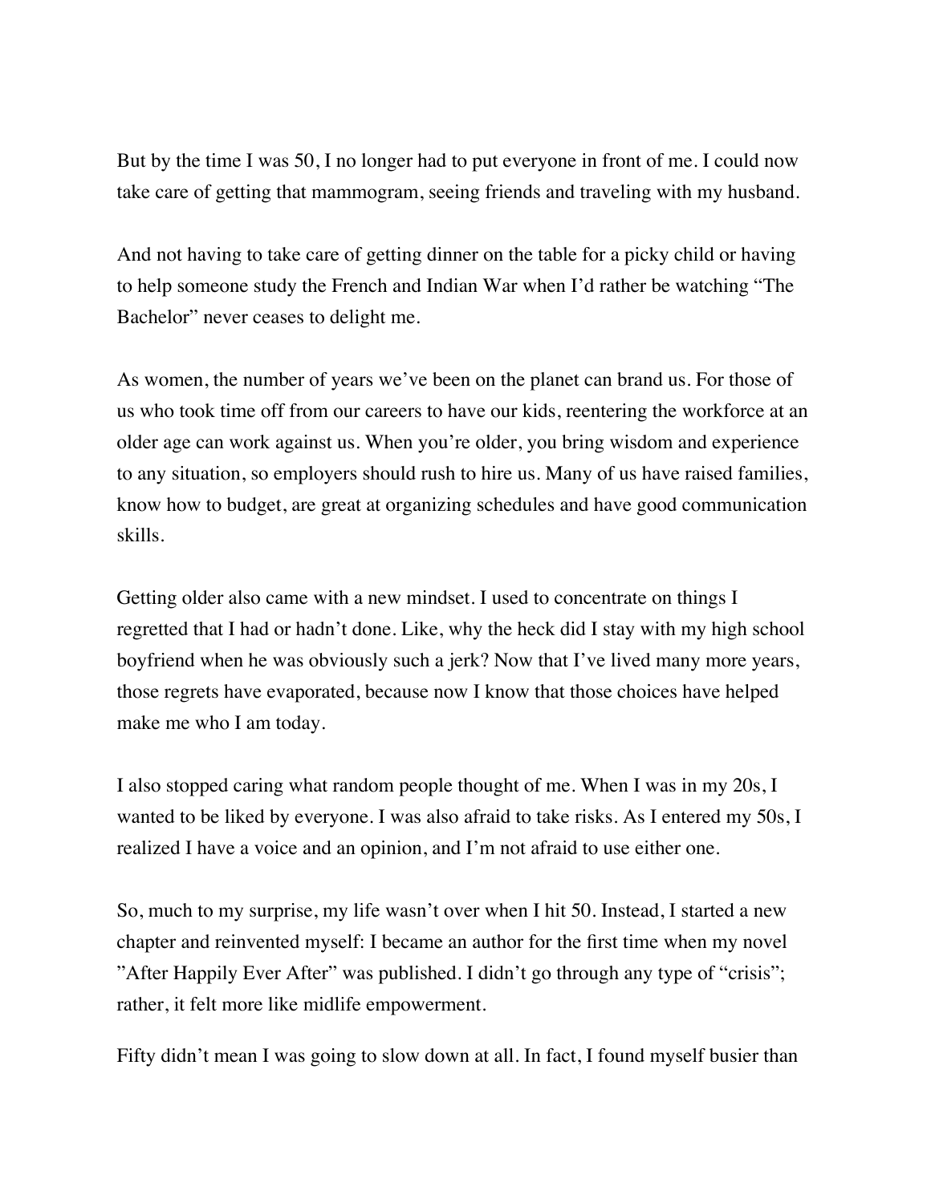But by the time I was 50, I no longer had to put everyone in front of me. I could now take care of getting that mammogram, seeing friends and traveling with my husband.

And not having to take care of getting dinner on the table for a picky child or having to help someone study the French and Indian War when I'd rather be watching "The Bachelor" never ceases to delight me.

As women, the number of years we've been on the planet can brand us. For those of us who took time off from our careers to have our kids, reentering the workforce at an older age can work against us. When you're older, you bring wisdom and experience to any situation, so employers should rush to hire us. Many of us have raised families, know how to budget, are great at organizing schedules and have good communication skills.

Getting older also came with a new mindset. I used to concentrate on things I regretted that I had or hadn't done. Like, why the heck did I stay with my high school boyfriend when he was obviously such a jerk? Now that I've lived many more years, those regrets have evaporated, because now I know that those choices have helped make me who I am today.

I also stopped caring what random people thought of me. When I was in my 20s, I wanted to be liked by everyone. I was also afraid to take risks. As I entered my 50s, I realized I have a voice and an opinion, and I'm not afraid to use either one.

So, much to my surprise, my life wasn't over when I hit 50. Instead, I started a new chapter and reinvented myself: I became an author for the first time when my novel "After Happily Ever After" was published. I didn't go through any type of "crisis"; rather, it felt more like midlife empowerment.

Fifty didn't mean I was going to slow down at all. In fact, I found myself busier than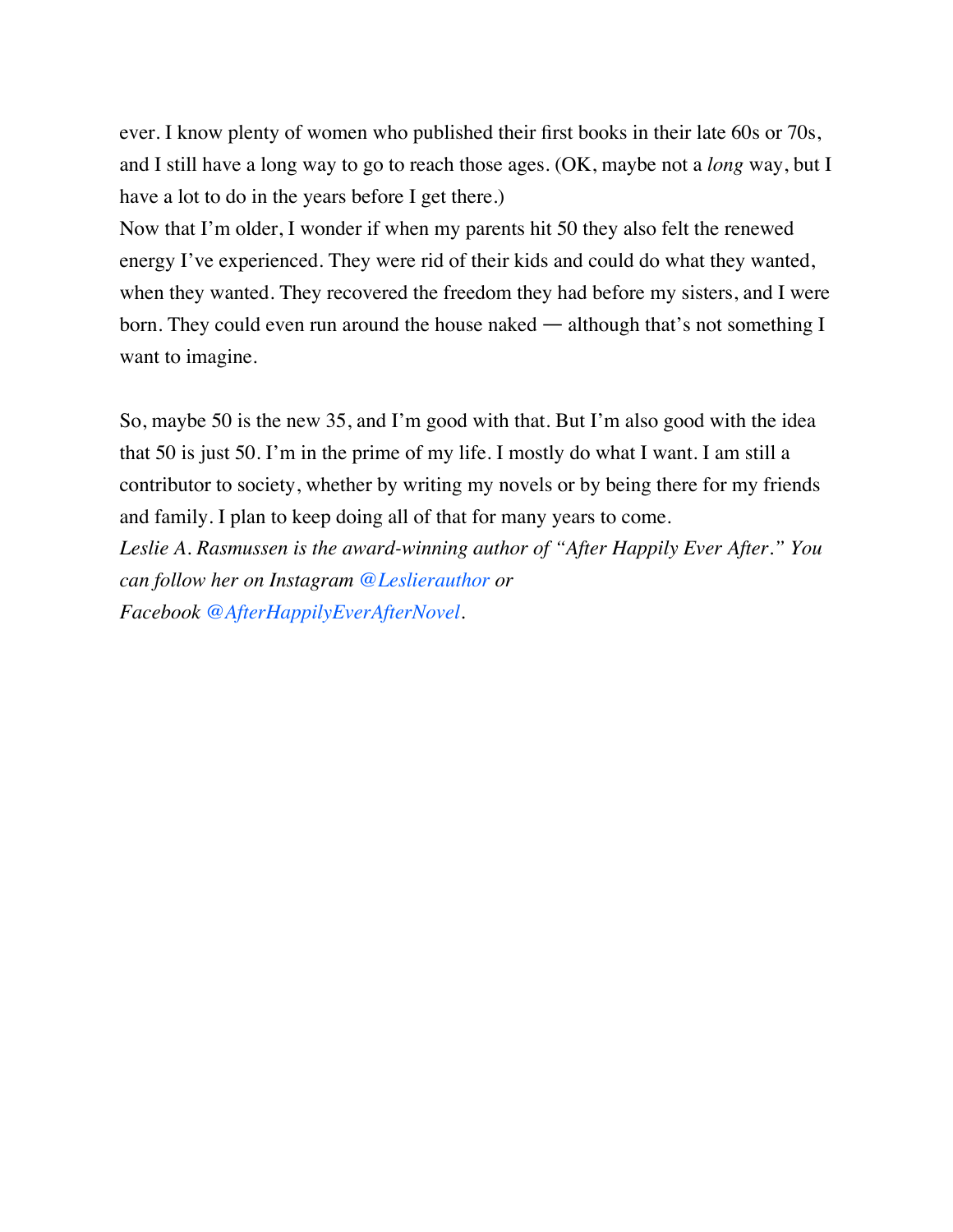ever. I know plenty of women who published their first books in their late 60s or 70s, and I still have a long way to go to reach those ages. (OK, maybe not a *long* way, but I have a lot to do in the years before I get there.)

Now that I'm older, I wonder if when my parents hit 50 they also felt the renewed energy I've experienced. They were rid of their kids and could do what they wanted, when they wanted. They recovered the freedom they had before my sisters, and I were born. They could even run around the house naked — although that's not something I want to imagine.

So, maybe 50 is the new 35, and I'm good with that. But I'm also good with the idea that 50 is just 50. I'm in the prime of my life. I mostly do what I want. I am still a contributor to society, whether by writing my novels or by being there for my friends and family. I plan to keep doing all of that for many years to come.

*Leslie A. Rasmussen is the award-winning author of "After Happily Ever After." You can follow her on Instagram @Leslierauthor or Facebook @AfterHappilyEverAfterNovel.*